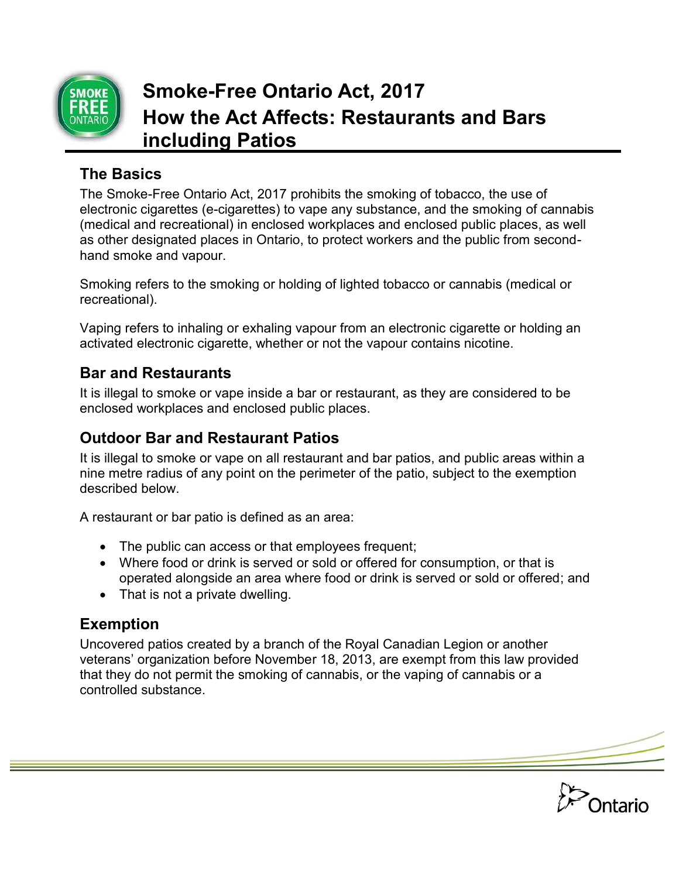# Smoke-Free Ontario Act, 2017
# How the Act Affects: Restaurants and Bars including Patios

## The Basics

The Smoke-Free Ontario Act, 2017 prohibits the smoking of tobacco, the use of electronic cigarettes (e-cigarettes) to vape any substance, and the smoking of cannabis (medical and recreational) in enclosed workplaces and enclosed public places, as well as other designated places in Ontario, to protect workers and the public from second-hand smoke and vapour.

Smoking refers to the smoking or holding of lighted tobacco or cannabis (medical or recreational).

Vaping refers to inhaling or exhaling vapour from an electronic cigarette or holding an activated electronic cigarette, whether or not the vapour contains nicotine.

## Bar and Restaurants

It is illegal to smoke or vape inside a bar or restaurant, as they are considered to be enclosed workplaces and enclosed public places.

## Outdoor Bar and Restaurant Patios

It is illegal to smoke or vape on all restaurant and bar patios, and public areas within a nine metre radius of any point on the perimeter of the patio, subject to the exemption described below.

A restaurant or bar patio is defined as an area:

- The public can access or that employees frequent;
- Where food or drink is served or sold or offered for consumption, or that is operated alongside an area where food or drink is served or sold or offered; and
- That is not a private dwelling.

## Exemption

Uncovered patios created by a branch of the Royal Canadian Legion or another veterans' organization before November 18, 2013, are exempt from this law provided that they do not permit the smoking of cannabis, or the vaping of cannabis or a controlled substance.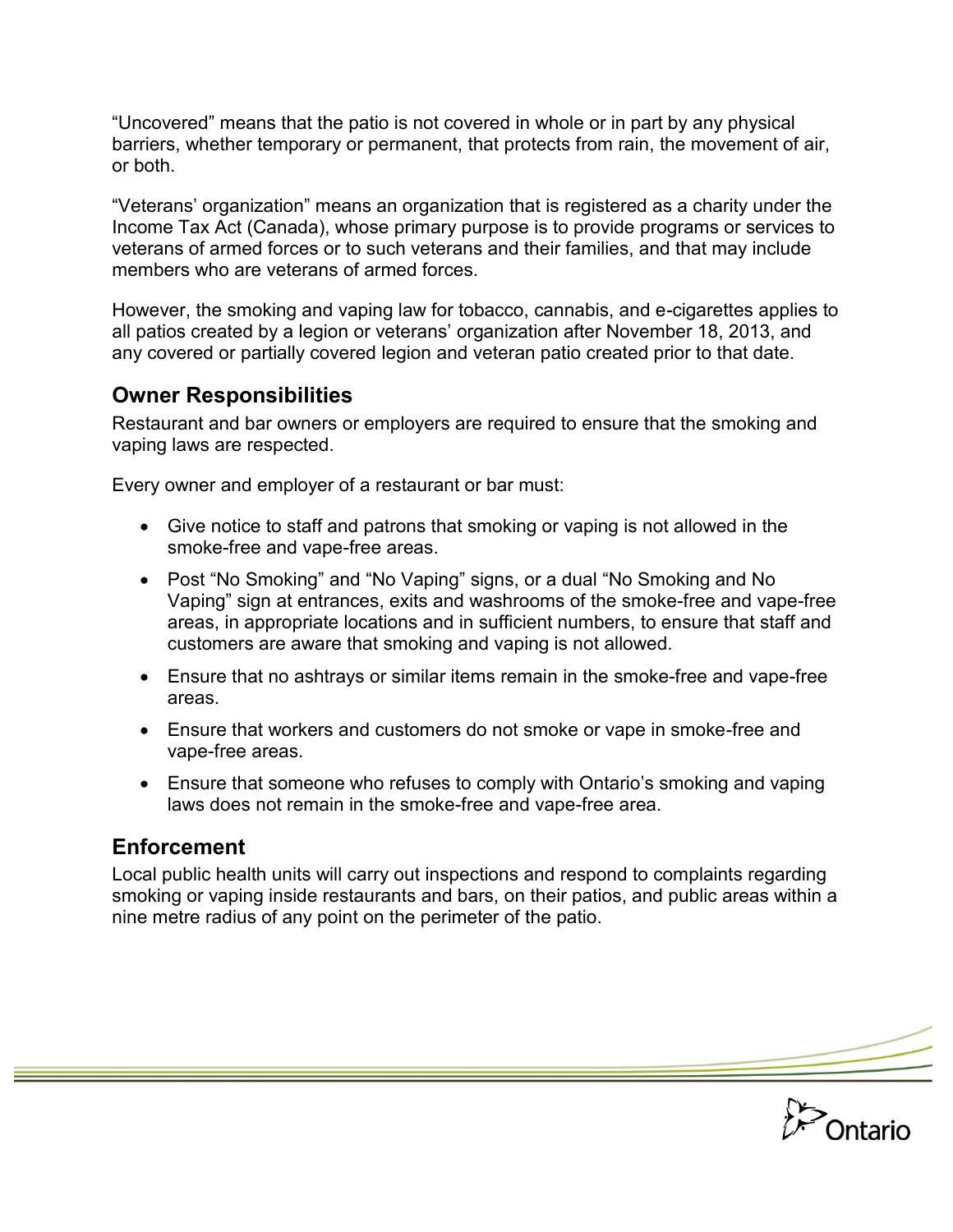“Uncovered” means that the patio is not covered in whole or in part by any physical barriers, whether temporary or permanent, that protects from rain, the movement of air, or both.

“Veterans’ organization” means an organization that is registered as a charity under the Income Tax Act (Canada), whose primary purpose is to provide programs or services to veterans of armed forces or to such veterans and their families, and that may include members who are veterans of armed forces.

However, the smoking and vaping law for tobacco, cannabis, and e-cigarettes applies to all patios created by a legion or veterans’ organization after November 18, 2013, and any covered or partially covered legion and veteran patio created prior to that date.

## Owner Responsibilities

Restaurant and bar owners or employers are required to ensure that the smoking and vaping laws are respected.

Every owner and employer of a restaurant or bar must:

- Give notice to staff and patrons that smoking or vaping is not allowed in the smoke-free and vape-free areas.
- Post “No Smoking” and “No Vaping” signs, or a dual “No Smoking and No Vaping” sign at entrances, exits and washrooms of the smoke-free and vape-free areas, in appropriate locations and in sufficient numbers, to ensure that staff and customers are aware that smoking and vaping is not allowed.
- Ensure that no ashtrays or similar items remain in the smoke-free and vape-free areas.
- Ensure that workers and customers do not smoke or vape in smoke-free and vape-free areas.
- Ensure that someone who refuses to comply with Ontario’s smoking and vaping laws does not remain in the smoke-free and vape-free area.

## Enforcement

Local public health units will carry out inspections and respond to complaints regarding smoking or vaping inside restaurants and bars, on their patios, and public areas within a nine metre radius of any point on the perimeter of the patio.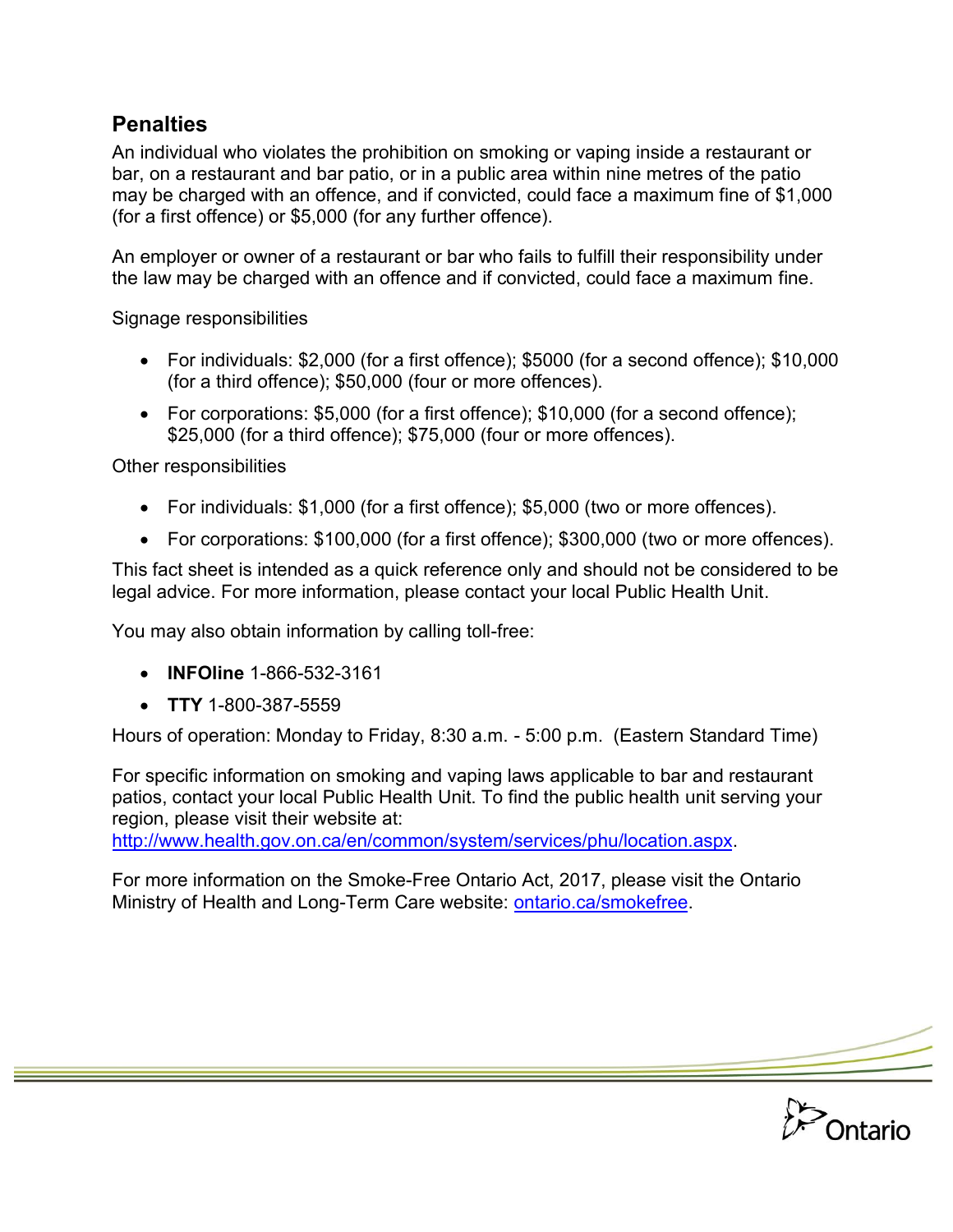## Penalties

An individual who violates the prohibition on smoking or vaping inside a restaurant or bar, on a restaurant and bar patio, or in a public area within nine metres of the patio may be charged with an offence, and if convicted, could face a maximum fine of $1,000 (for a first offence) or $5,000 (for any further offence).

An employer or owner of a restaurant or bar who fails to fulfill their responsibility under the law may be charged with an offence and if convicted, could face a maximum fine.

Signage responsibilities

- For individuals: $2,000 (for a first offence); $5000 (for a second offence); $10,000 (for a third offence); $50,000 (four or more offences).
- For corporations: $5,000 (for a first offence); $10,000 (for a second offence); $25,000 (for a third offence); $75,000 (four or more offences).

Other responsibilities

- For individuals: $1,000 (for a first offence); $5,000 (two or more offences).
- For corporations: $100,000 (for a first offence); $300,000 (two or more offences).

This fact sheet is intended as a quick reference only and should not be considered to be legal advice. For more information, please contact your local Public Health Unit.

You may also obtain information by calling toll-free:

- **INFOline** 1-866-532-3161
- **TTY** 1-800-387-5559

Hours of operation: Monday to Friday, 8:30 a.m. - 5:00 p.m. (Eastern Standard Time)

For specific information on smoking and vaping laws applicable to bar and restaurant patios, contact your local Public Health Unit. To find the public health unit serving your region, please visit their website at: [http://www.health.gov.on.ca/en/common/system/services/phu/location.aspx](http://www.health.gov.on.ca/en/common/system/services/phu/location.aspx).

For more information on the Smoke-Free Ontario Act, 2017, please visit the Ontario Ministry of Health and Long-Term Care website: [ontario.ca/smokefree](http://ontario.ca/smokefree).